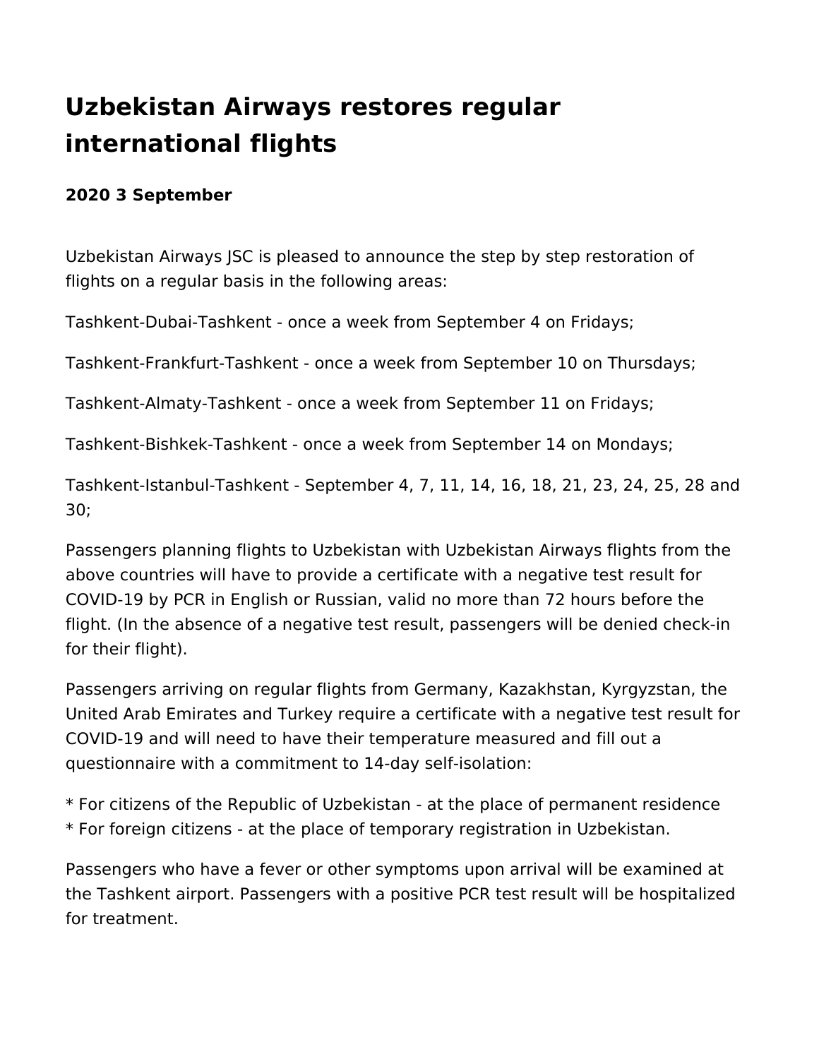# Uzbekistan Airways restores regular international flights

**2020 3 September**

Uzbekistan Airways JSC is pleased to announce the step by step restoration of flights on a regular basis in the following areas:

Tashkent-Dubai-Tashkent - once a week from September 4 on Fridays;

Tashkent-Frankfurt-Tashkent - once a week from September 10 on Thursdays;

Tashkent-Almaty-Tashkent - once a week from September 11 on Fridays;

Tashkent-Bishkek-Tashkent - once a week from September 14 on Mondays;

Tashkent-Istanbul-Tashkent - September 4, 7, 11, 14, 16, 18, 21, 23, 24, 25, 28 and 30;

Passengers planning flights to Uzbekistan with Uzbekistan Airways flights from the above countries will have to provide a certificate with a negative test result for COVID-19 by PCR in English or Russian, valid no more than 72 hours before the flight. (In the absence of a negative test result, passengers will be denied check-in for their flight).

Passengers arriving on regular flights from Germany, Kazakhstan, Kyrgyzstan, the United Arab Emirates and Turkey require a certificate with a negative test result for COVID-19 and will need to have their temperature measured and fill out a questionnaire with a commitment to 14-day self-isolation:

* For citizens of the Republic of Uzbekistan - at the place of permanent residence
* For foreign citizens - at the place of temporary registration in Uzbekistan.

Passengers who have a fever or other symptoms upon arrival will be examined at the Tashkent airport. Passengers with a positive PCR test result will be hospitalized for treatment.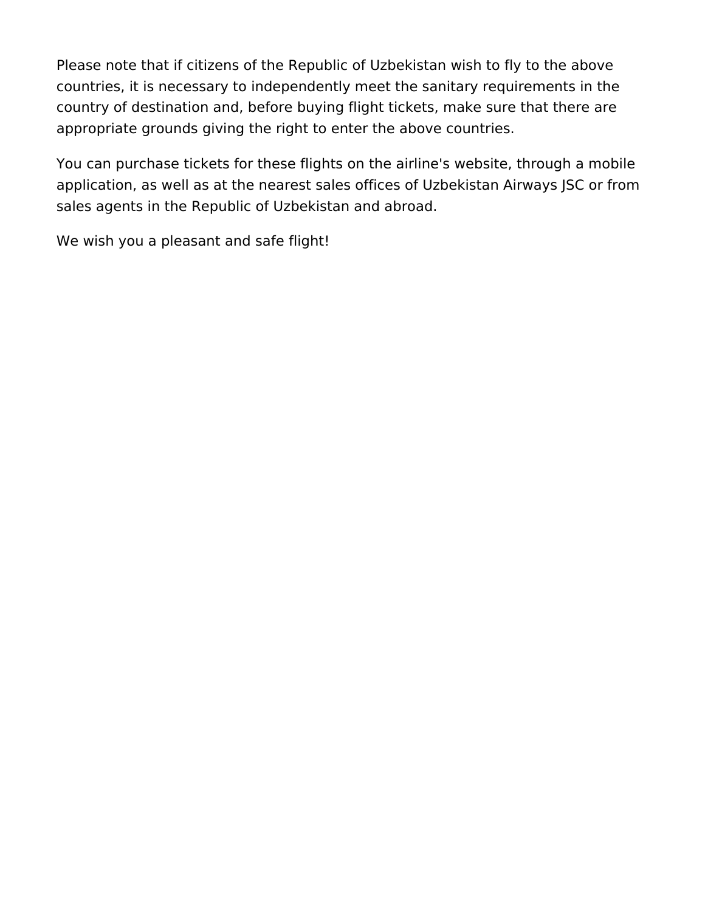Please note that if citizens of the Republic of Uzbekistan wish to fly to the above countries, it is necessary to independently meet the sanitary requirements in the country of destination and, before buying flight tickets, make sure that there are appropriate grounds giving the right to enter the above countries.

You can purchase tickets for these flights on the airline's website, through a mobile application, as well as at the nearest sales offices of Uzbekistan Airways JSC or from sales agents in the Republic of Uzbekistan and abroad.

We wish you a pleasant and safe flight!